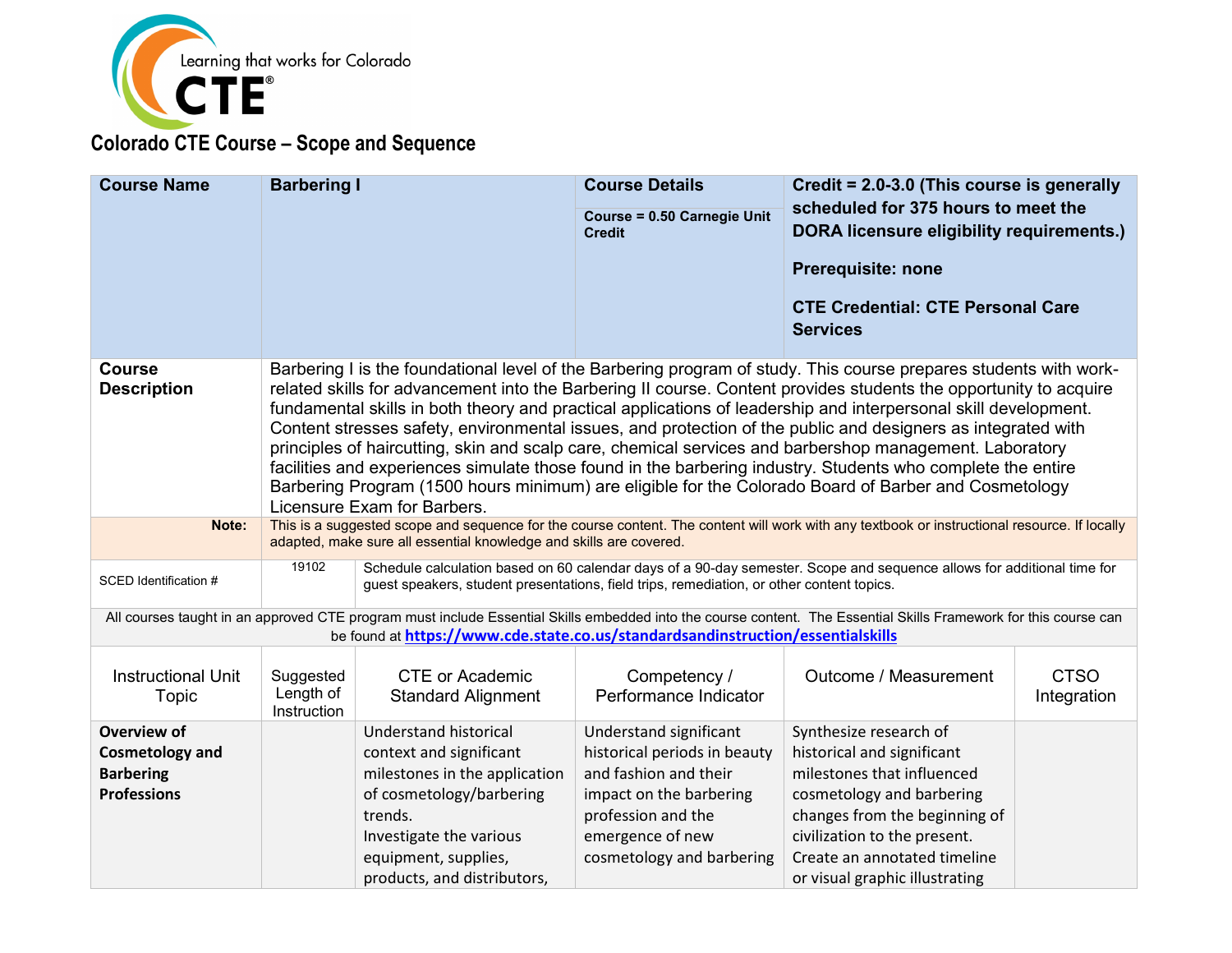Learning that works for Colorado CTE®

## Colorado CTE Course – Scope and Sequence

| **Course Name** | **Barbering I** | **Course Details** | **Credit = 2.0-3.0 (This course is generally scheduled for 375 hours to meet the DORA licensure eligibility requirements.)** |
|---|---|---|---|
| | | **Course = 0.50 Carnegie Unit Credit** | **Prerequisite: none** <br> **CTE Credential: CTE Personal Care Services** |

| **Course Description** | Barbering I is the foundational level of the Barbering program of study. This course prepares students with work-related skills for advancement into the Barbering II course. Content provides students the opportunity to acquire fundamental skills in both theory and practical applications of leadership and interpersonal skill development. Content stresses safety, environmental issues, and protection of the public and designers as integrated with principles of haircutting, skin and scalp care, chemical services and barbershop management. Laboratory facilities and experiences simulate those found in the barbering industry. Students who complete the entire Barbering Program (1500 hours minimum) are eligible for the Colorado Board of Barber and Cosmetology Licensure Exam for Barbers. |
|---|---|
| **Note:** | This is a suggested scope and sequence for the course content. The content will work with any textbook or instructional resource. If locally adapted, make sure all essential knowledge and skills are covered. |

| SCED Identification # | 19102 | Schedule calculation based on 60 calendar days of a 90-day semester. Scope and sequence allows for additional time for guest speakers, student presentations, field trips, remediation, or other content topics. |
|---|---|---|

All courses taught in an approved CTE program must include Essential Skills embedded into the course content. The Essential Skills Framework for this course can be found at **https://www.cde.state.co.us/standardsandinstruction/essentialskills**

| Instructional Unit Topic | Suggested Length of Instruction | CTE or Academic Standard Alignment | Competency / Performance Indicator | Outcome / Measurement | CTSO Integration |
|---|---|---|---|---|---|
| **Overview of Cosmetology and Barbering Professions** | | Understand historical context and significant milestones in the application of cosmetology/barbering trends. <br> Investigate the various equipment, supplies, products, and distributors, | Understand significant historical periods in beauty and fashion and their impact on the barbering profession and the emergence of new cosmetology and barbering | Synthesize research of historical and significant milestones that influenced cosmetology and barbering changes from the beginning of civilization to the present. <br> Create an annotated timeline or visual graphic illustrating | |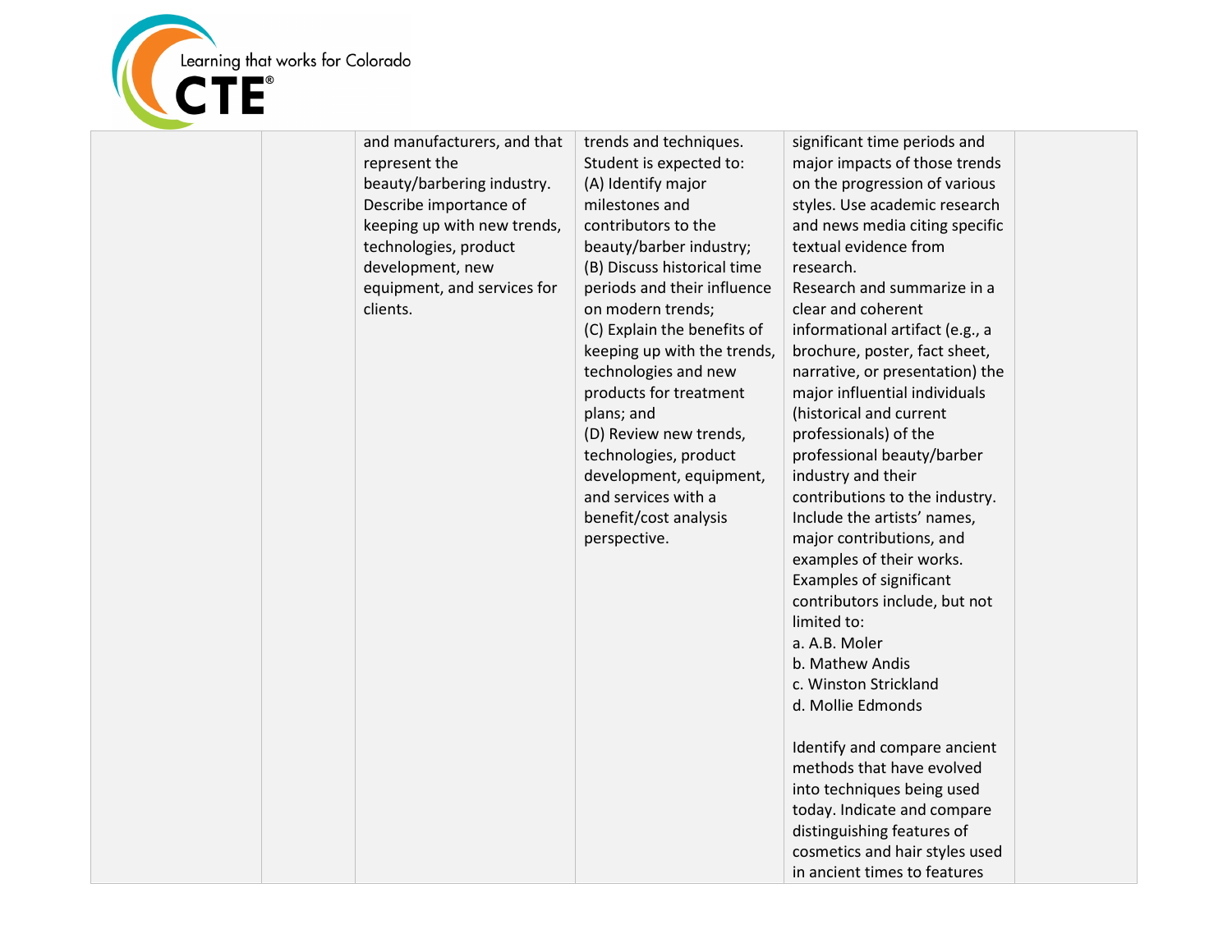|  |  | and manufacturers, and that represent the beauty/barbering industry. Describe importance of keeping up with new trends, technologies, product development, new equipment, and services for clients. | trends and techniques. Student is expected to: (A) Identify major milestones and contributors to the beauty/barber industry; (B) Discuss historical time periods and their influence on modern trends; (C) Explain the benefits of keeping up with the trends, technologies and new products for treatment plans; and (D) Review new trends, technologies, product development, equipment, and services with a benefit/cost analysis perspective. | significant time periods and major impacts of those trends on the progression of various styles. Use academic research and news media citing specific textual evidence from research. Research and summarize in a clear and coherent informational artifact (e.g., a brochure, poster, fact sheet, narrative, or presentation) the major influential individuals (historical and current professionals) of the professional beauty/barber industry and their contributions to the industry. Include the artists' names, major contributions, and examples of their works. Examples of significant contributors include, but not limited to: a. A.B. Moler b. Mathew Andis c. Winston Strickland d. Mollie Edmonds<br><br>Identify and compare ancient methods that have evolved into techniques being used today. Indicate and compare distinguishing features of cosmetics and hair styles used in ancient times to features |  |
|---|---|---|---|---|---|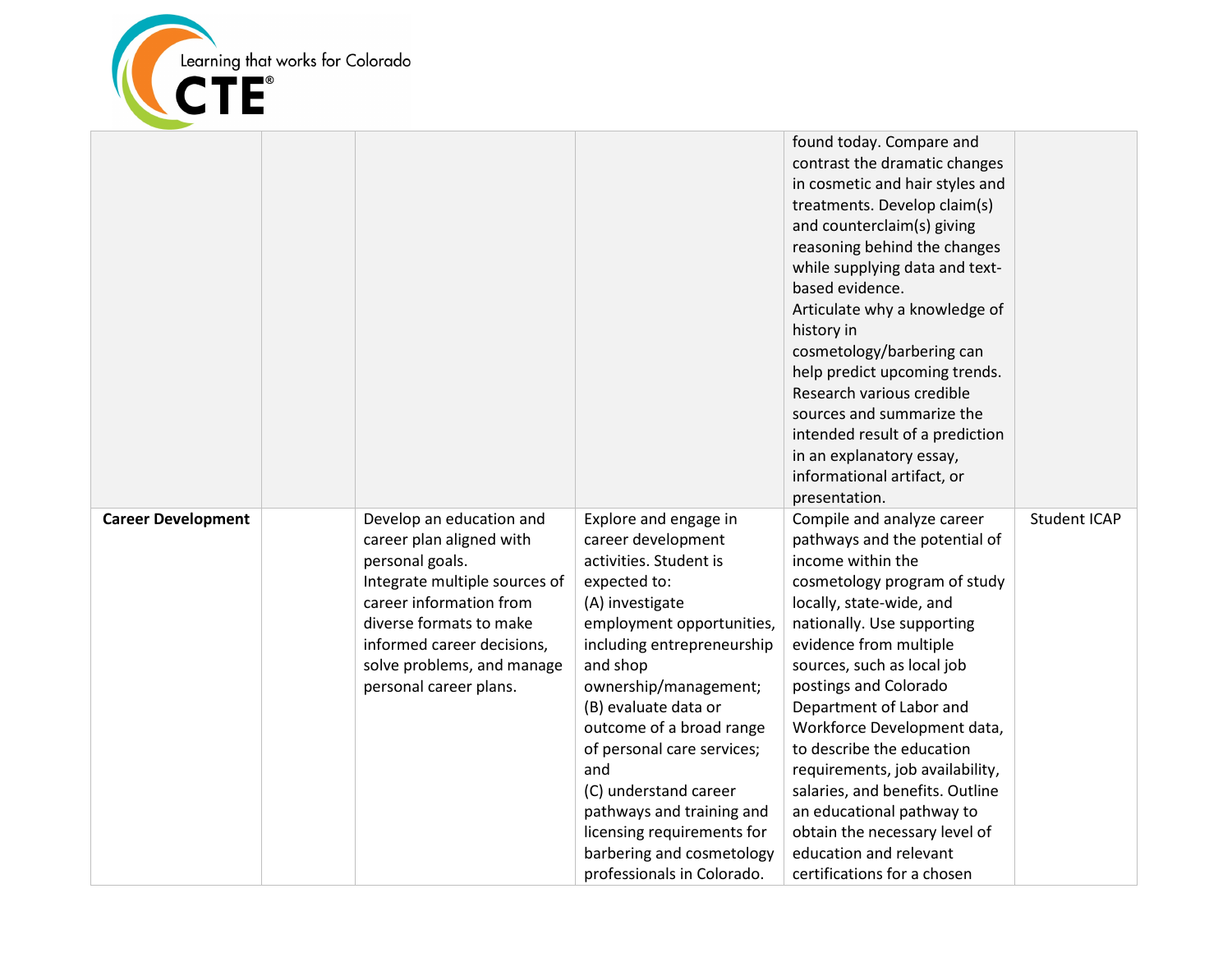| | | | | | |
|---|---|---|---|---|---|
| | | | | found today. Compare and contrast the dramatic changes in cosmetic and hair styles and treatments. Develop claim(s) and counterclaim(s) giving reasoning behind the changes while supplying data and text-based evidence.<br>Articulate why a knowledge of history in cosmetology/barbering can help predict upcoming trends. Research various credible sources and summarize the intended result of a prediction in an explanatory essay, informational artifact, or presentation. | |
| **Career Development** | | Develop an education and career plan aligned with personal goals.<br>Integrate multiple sources of career information from diverse formats to make informed career decisions, solve problems, and manage personal career plans. | Explore and engage in career development activities. Student is expected to:<br>(A) investigate employment opportunities, including entrepreneurship and shop ownership/management;<br>(B) evaluate data or outcome of a broad range of personal care services; and<br>(C) understand career pathways and training and licensing requirements for barbering and cosmetology professionals in Colorado. | Compile and analyze career pathways and the potential of income within the cosmetology program of study locally, state-wide, and nationally. Use supporting evidence from multiple sources, such as local job postings and Colorado Department of Labor and Workforce Development data, to describe the education requirements, job availability, salaries, and benefits. Outline an educational pathway to obtain the necessary level of education and relevant certifications for a chosen | Student ICAP |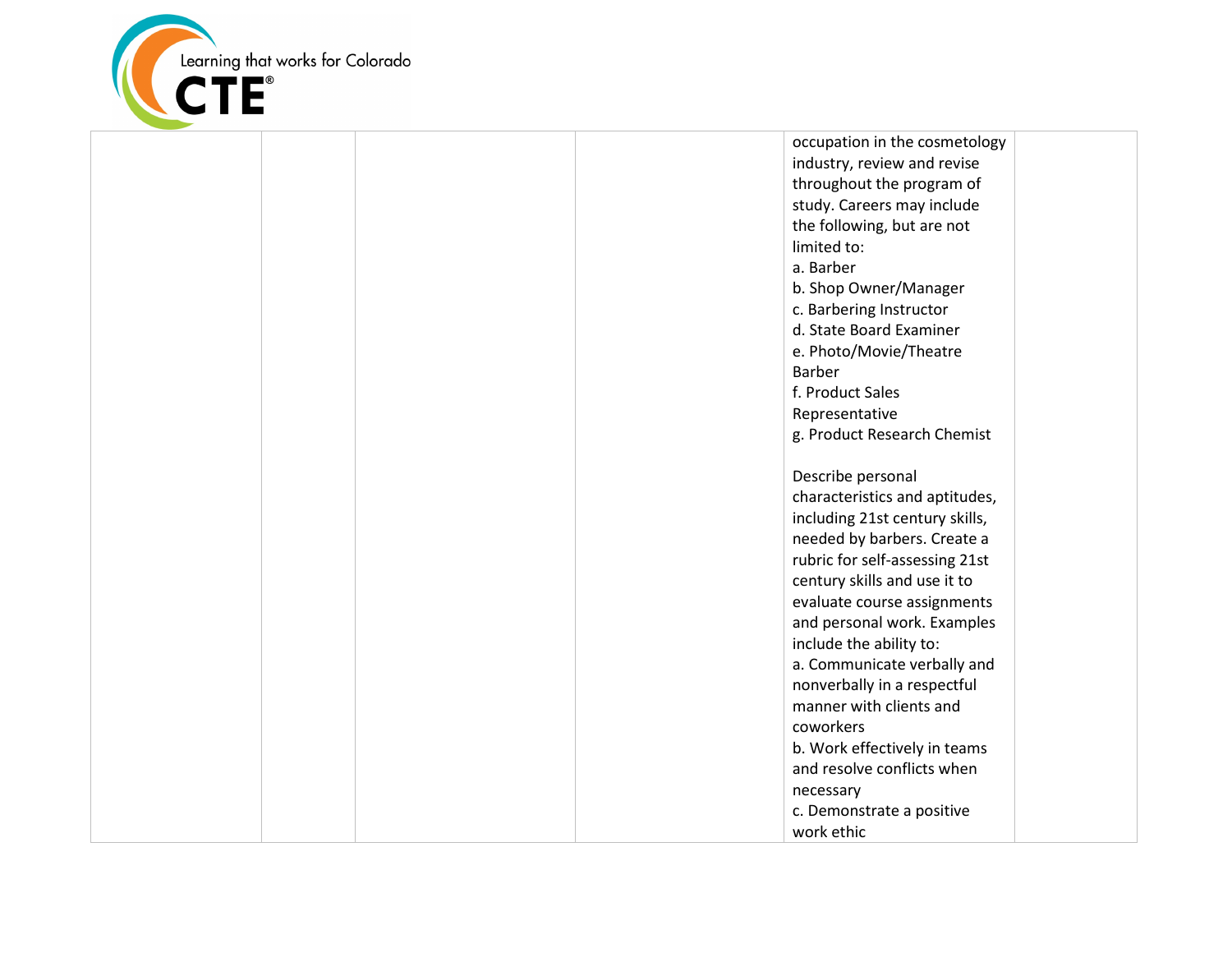|  |  |  |  | occupation in the cosmetology industry, review and revise throughout the program of study. Careers may include the following, but are not limited to:<br>a. Barber<br>b. Shop Owner/Manager<br>c. Barbering Instructor<br>d. State Board Examiner<br>e. Photo/Movie/Theatre Barber<br>f. Product Sales Representative<br>g. Product Research Chemist<br><br>Describe personal characteristics and aptitudes, including 21st century skills, needed by barbers. Create a rubric for self-assessing 21st century skills and use it to evaluate course assignments and personal work. Examples include the ability to:<br>a. Communicate verbally and nonverbally in a respectful manner with clients and coworkers<br>b. Work effectively in teams and resolve conflicts when necessary<br>c. Demonstrate a positive work ethic |  |
|---|---|---|---|---|---|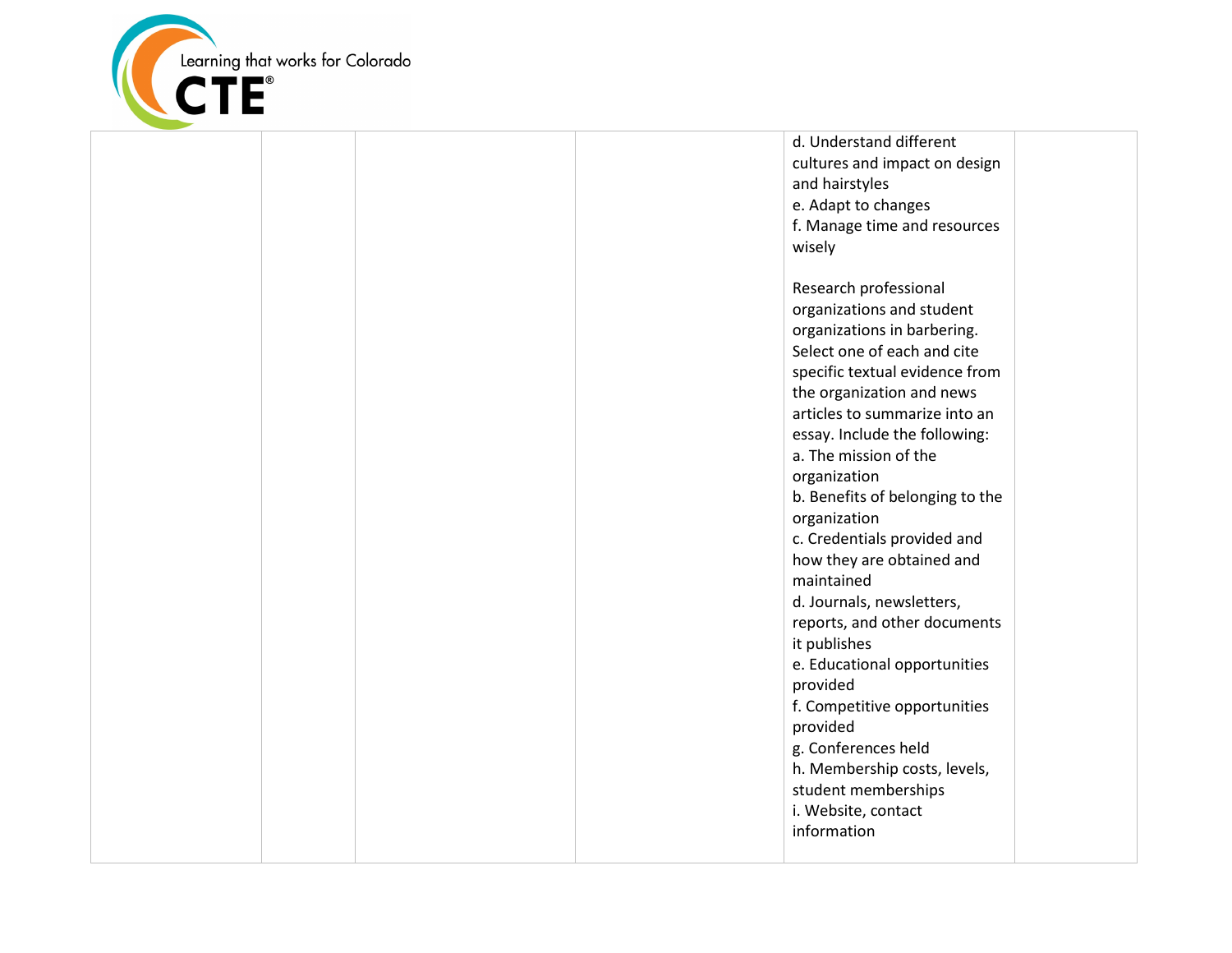| | | | | | |
|---|---|---|---|---|---|
| | | | | d. Understand different cultures and impact on design and hairstyles<br>e. Adapt to changes<br>f. Manage time and resources wisely<br><br>Research professional organizations and student organizations in barbering. Select one of each and cite specific textual evidence from the organization and news articles to summarize into an essay. Include the following:<br>a. The mission of the organization<br>b. Benefits of belonging to the organization<br>c. Credentials provided and how they are obtained and maintained<br>d. Journals, newsletters, reports, and other documents it publishes<br>e. Educational opportunities provided<br>f. Competitive opportunities provided<br>g. Conferences held<br>h. Membership costs, levels, student memberships<br>i. Website, contact information | |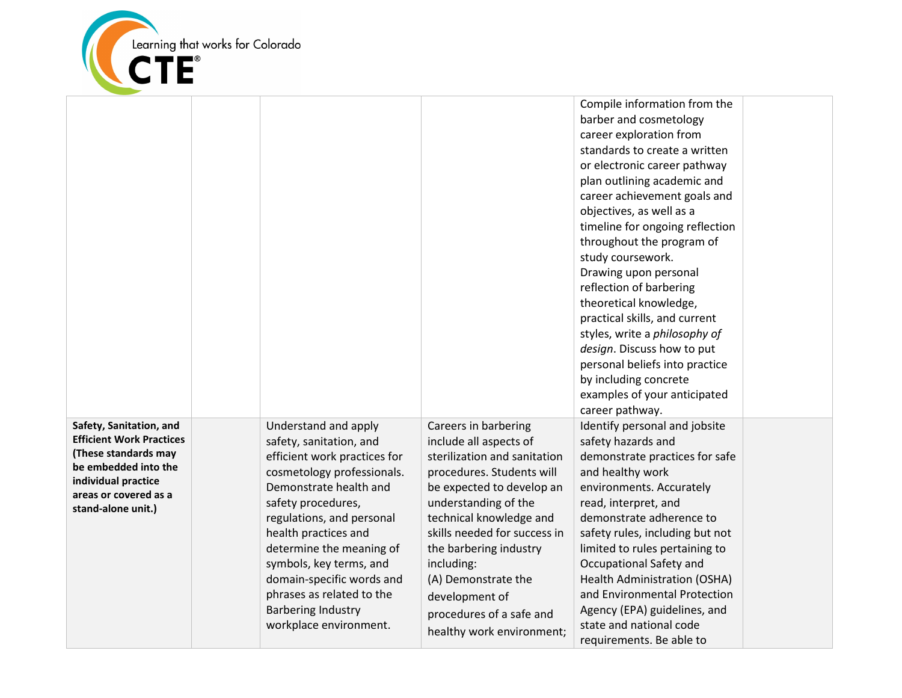| | | | | | |
|---|---|---|---|---|---|
| | | | | Compile information from the barber and cosmetology career exploration from standards to create a written or electronic career pathway plan outlining academic and career achievement goals and objectives, as well as a timeline for ongoing reflection throughout the program of study coursework.<br>Drawing upon personal reflection of barbering theoretical knowledge, practical skills, and current styles, write a *philosophy of design*. Discuss how to put personal beliefs into practice by including concrete examples of your anticipated career pathway. | |
| **Safety, Sanitation, and Efficient Work Practices (These standards may be embedded into the individual practice areas or covered as a stand-alone unit.)** | | Understand and apply safety, sanitation, and efficient work practices for cosmetology professionals. Demonstrate health and safety procedures, regulations, and personal health practices and determine the meaning of symbols, key terms, and domain-specific words and phrases as related to the Barbering Industry workplace environment. | Careers in barbering include all aspects of sterilization and sanitation procedures. Students will be expected to develop an understanding of the technical knowledge and skills needed for success in the barbering industry including:<br>(A) Demonstrate the development of procedures of a safe and healthy work environment; | Identify personal and jobsite safety hazards and demonstrate practices for safe and healthy work environments. Accurately read, interpret, and demonstrate adherence to safety rules, including but not limited to rules pertaining to Occupational Safety and Health Administration (OSHA) and Environmental Protection Agency (EPA) guidelines, and state and national code requirements. Be able to | |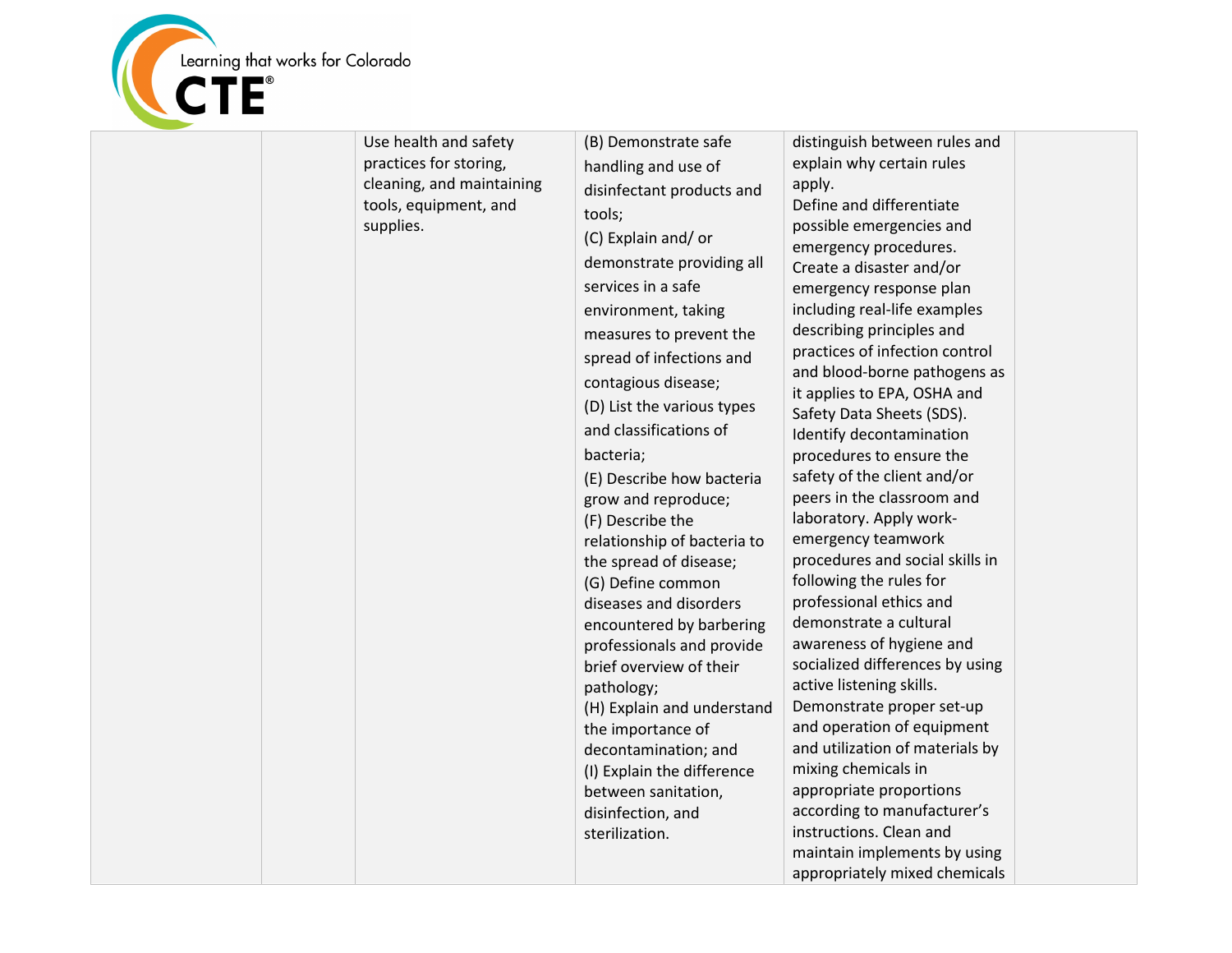| | | | | | |
|---|---|---|---|---|---|
| | | Use health and safety practices for storing, cleaning, and maintaining tools, equipment, and supplies. | (B) Demonstrate safe handling and use of disinfectant products and tools;<br>(C) Explain and/ or demonstrate providing all services in a safe environment, taking measures to prevent the spread of infections and contagious disease;<br>(D) List the various types and classifications of bacteria;<br>(E) Describe how bacteria grow and reproduce;<br>(F) Describe the relationship of bacteria to the spread of disease;<br>(G) Define common diseases and disorders encountered by barbering professionals and provide brief overview of their pathology;<br>(H) Explain and understand the importance of decontamination; and<br>(I) Explain the difference between sanitation, disinfection, and sterilization. | distinguish between rules and explain why certain rules apply.<br>Define and differentiate possible emergencies and emergency procedures.<br>Create a disaster and/or emergency response plan including real-life examples describing principles and practices of infection control and blood-borne pathogens as it applies to EPA, OSHA and Safety Data Sheets (SDS).<br>Identify decontamination procedures to ensure the safety of the client and/or peers in the classroom and laboratory. Apply work-emergency teamwork procedures and social skills in following the rules for professional ethics and demonstrate a cultural awareness of hygiene and socialized differences by using active listening skills.<br>Demonstrate proper set-up and operation of equipment and utilization of materials by mixing chemicals in appropriate proportions according to manufacturer's instructions. Clean and maintain implements by using appropriately mixed chemicals | |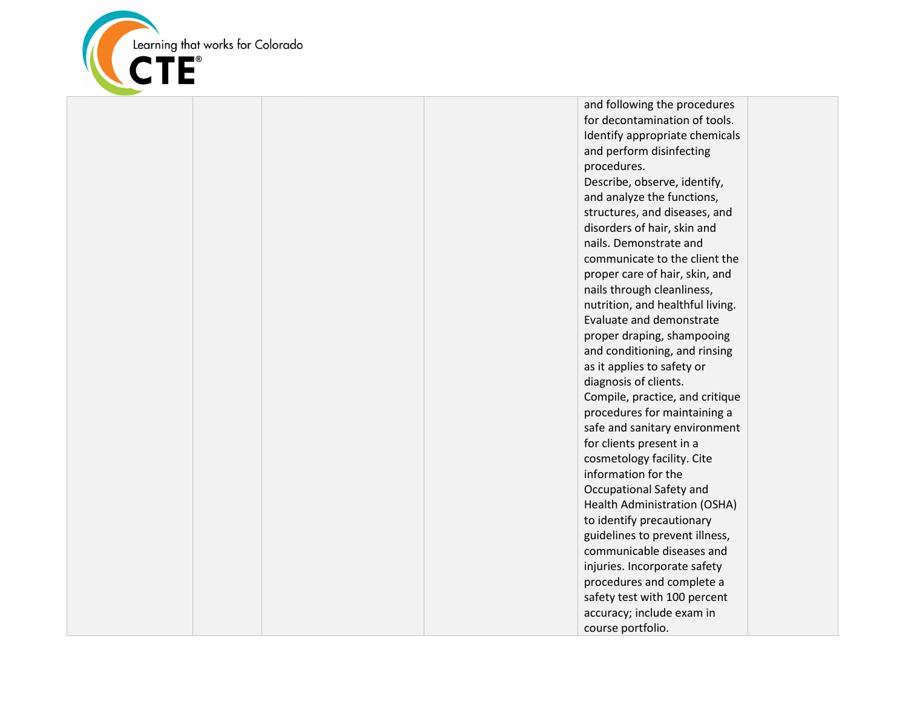|  |  |  |  | and following the procedures for decontamination of tools. Identify appropriate chemicals and perform disinfecting procedures.<br>Describe, observe, identify, and analyze the functions, structures, and diseases, and disorders of hair, skin and nails. Demonstrate and communicate to the client the proper care of hair, skin, and nails through cleanliness, nutrition, and healthful living.<br>Evaluate and demonstrate proper draping, shampooing and conditioning, and rinsing as it applies to safety or diagnosis of clients.<br>Compile, practice, and critique procedures for maintaining a safe and sanitary environment for clients present in a cosmetology facility. Cite information for the Occupational Safety and Health Administration (OSHA) to identify precautionary guidelines to prevent illness, communicable diseases and injuries. Incorporate safety procedures and complete a safety test with 100 percent accuracy; include exam in course portfolio. |  |
|---|---|---|---|---|---|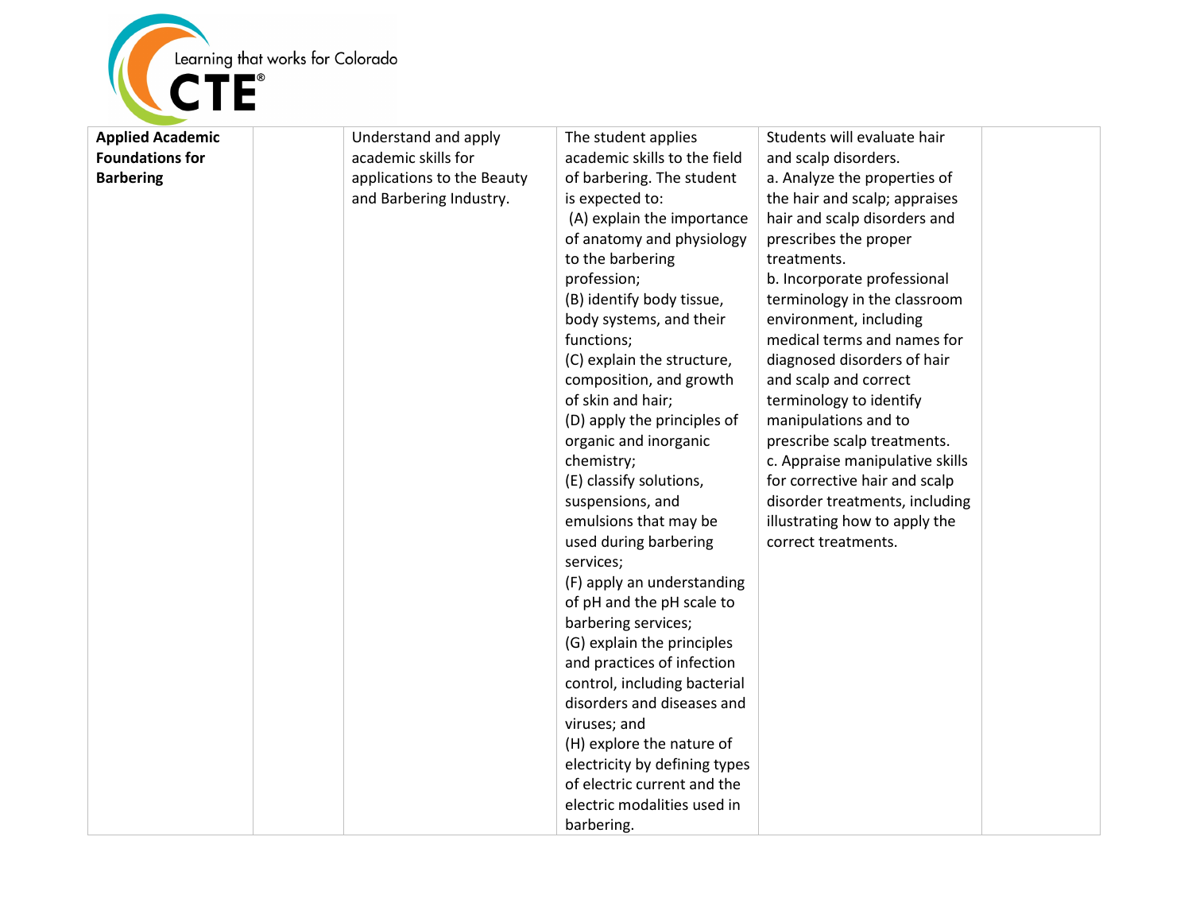| Applied Academic Foundations for Barbering | | Understand and apply academic skills for applications to the Beauty and Barbering Industry. | The student applies academic skills to the field of barbering. The student is expected to: (A) explain the importance of anatomy and physiology to the barbering profession; (B) identify body tissue, body systems, and their functions; (C) explain the structure, composition, and growth of skin and hair; (D) apply the principles of organic and inorganic chemistry; (E) classify solutions, suspensions, and emulsions that may be used during barbering services; (F) apply an understanding of pH and the pH scale to barbering services; (G) explain the principles and practices of infection control, including bacterial disorders and diseases and viruses; and (H) explore the nature of electricity by defining types of electric current and the electric modalities used in barbering. | Students will evaluate hair and scalp disorders. a. Analyze the properties of the hair and scalp; appraises hair and scalp disorders and prescribes the proper treatments. b. Incorporate professional terminology in the classroom environment, including medical terms and names for diagnosed disorders of hair and scalp and correct terminology to identify manipulations and to prescribe scalp treatments. c. Appraise manipulative skills for corrective hair and scalp disorder treatments, including illustrating how to apply the correct treatments. | |
|---|---|---|---|---|---|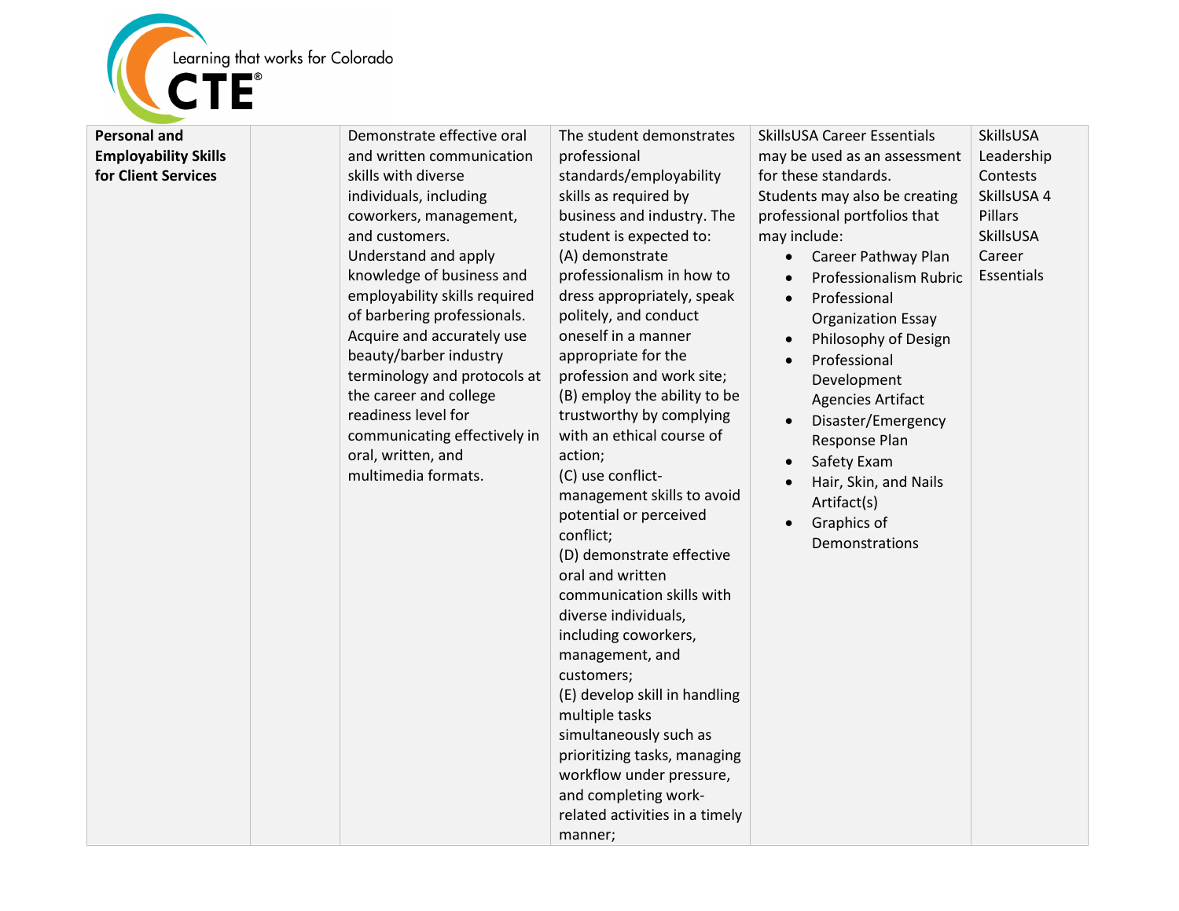| **Personal and Employability Skills for Client Services** | | Demonstrate effective oral and written communication skills with diverse individuals, including coworkers, management, and customers.<br>Understand and apply knowledge of business and employability skills required of barbering professionals.<br>Acquire and accurately use beauty/barber industry terminology and protocols at the career and college readiness level for communicating effectively in oral, written, and multimedia formats. | The student demonstrates professional standards/employability skills as required by business and industry. The student is expected to:<br>(A) demonstrate professionalism in how to dress appropriately, speak politely, and conduct oneself in a manner appropriate for the profession and work site;<br>(B) employ the ability to be trustworthy by complying with an ethical course of action;<br>(C) use conflict-management skills to avoid potential or perceived conflict;<br>(D) demonstrate effective oral and written communication skills with diverse individuals, including coworkers, management, and customers;<br>(E) develop skill in handling multiple tasks simultaneously such as prioritizing tasks, managing workflow under pressure, and completing work-related activities in a timely manner; | SkillsUSA Career Essentials may be used as an assessment for these standards.<br>Students may also be creating professional portfolios that may include:<br>• Career Pathway Plan<br>• Professionalism Rubric<br>• Professional Organization Essay<br>• Philosophy of Design<br>• Professional Development Agencies Artifact<br>• Disaster/Emergency Response Plan<br>• Safety Exam<br>• Hair, Skin, and Nails Artifact(s)<br>• Graphics of Demonstrations | SkillsUSA Leadership Contests<br>SkillsUSA 4 Pillars<br>SkillsUSA Career Essentials |
|---|---|---|---|---|---|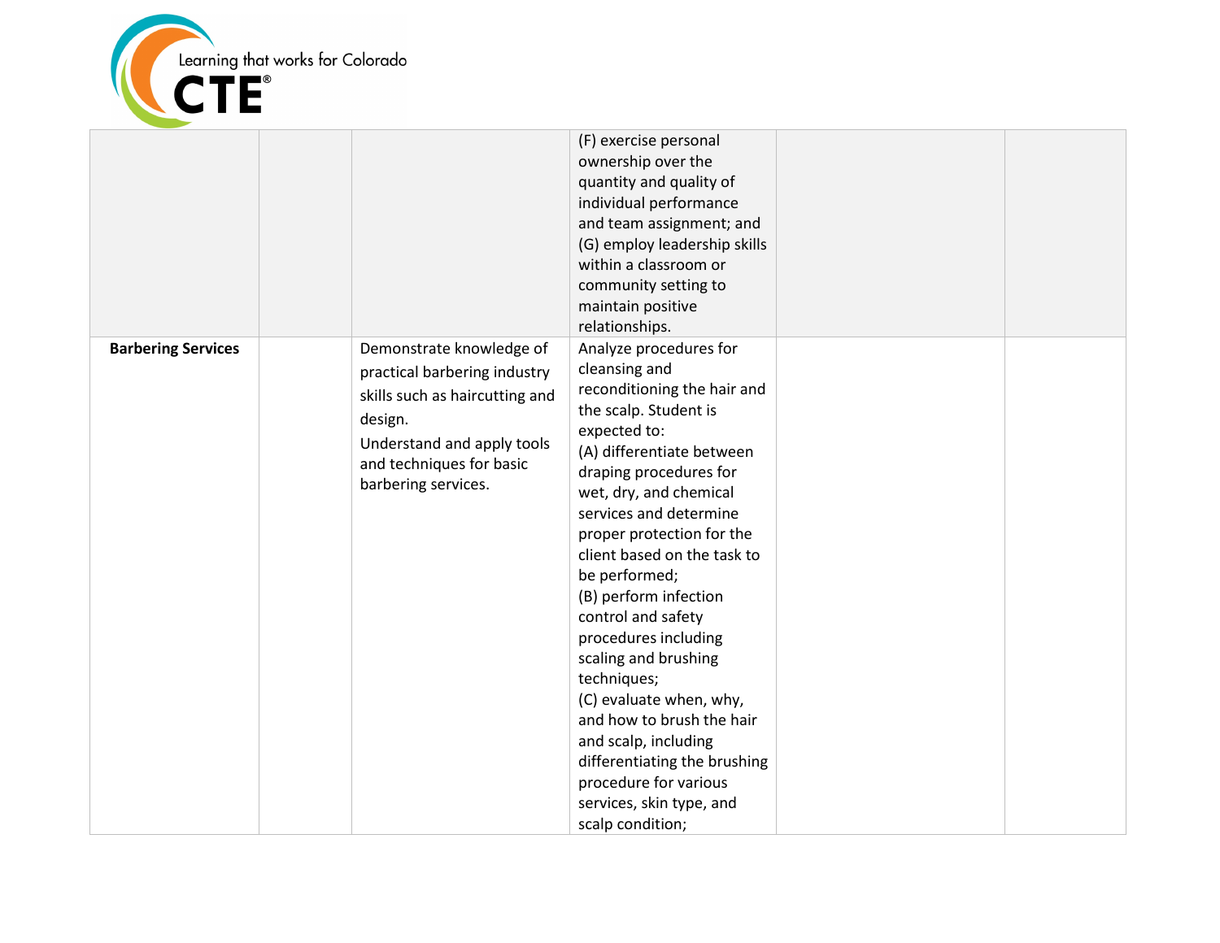| | | | | | |
|---|---|---|---|---|---|
| | | | (F) exercise personal ownership over the quantity and quality of individual performance and team assignment; and (G) employ leadership skills within a classroom or community setting to maintain positive relationships. | | |
| **Barbering Services** | | Demonstrate knowledge of practical barbering industry skills such as haircutting and design.<br>Understand and apply tools and techniques for basic barbering services. | Analyze procedures for cleansing and reconditioning the hair and the scalp. Student is expected to:<br>(A) differentiate between draping procedures for wet, dry, and chemical services and determine proper protection for the client based on the task to be performed;<br>(B) perform infection control and safety procedures including scaling and brushing techniques;<br>(C) evaluate when, why, and how to brush the hair and scalp, including differentiating the brushing procedure for various services, skin type, and scalp condition; | | |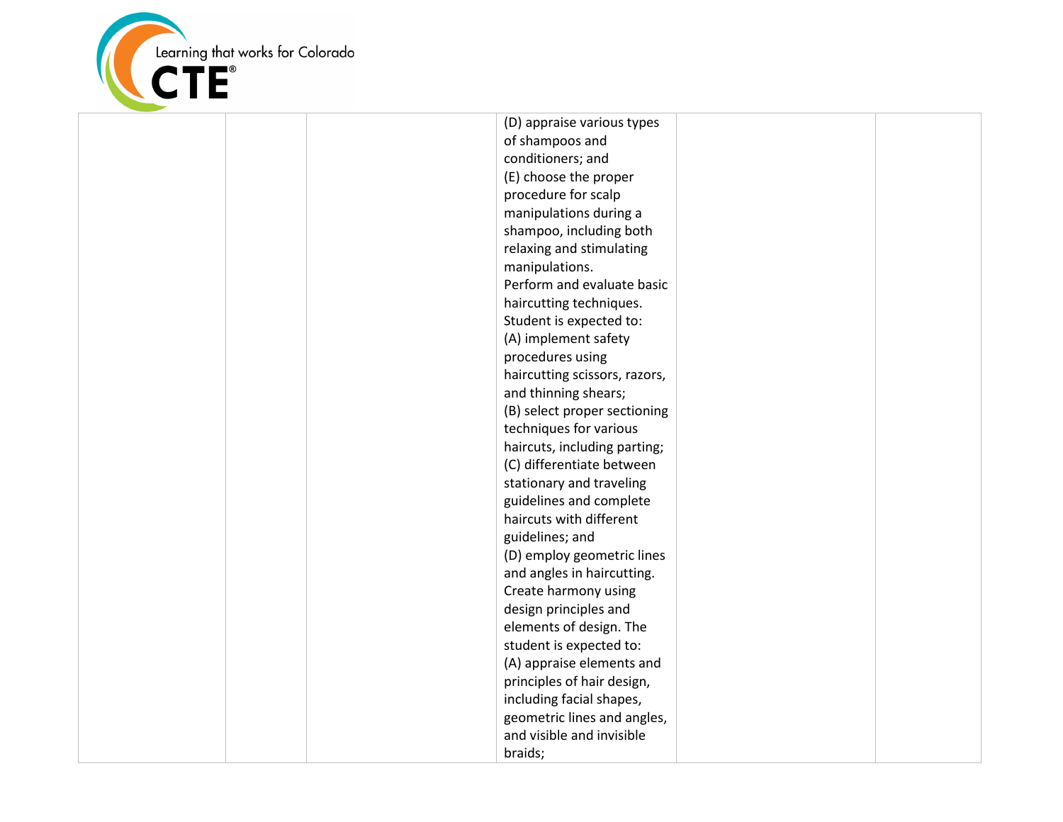| | | | | | |
|---|---|---|---|---|---|
| | | | (D) appraise various types of shampoos and conditioners; and<br>(E) choose the proper procedure for scalp manipulations during a shampoo, including both relaxing and stimulating manipulations.<br>Perform and evaluate basic haircutting techniques. Student is expected to:<br>(A) implement safety procedures using haircutting scissors, razors, and thinning shears;<br>(B) select proper sectioning techniques for various haircuts, including parting;<br>(C) differentiate between stationary and traveling guidelines and complete haircuts with different guidelines; and<br>(D) employ geometric lines and angles in haircutting.<br>Create harmony using design principles and elements of design. The student is expected to:<br>(A) appraise elements and principles of hair design, including facial shapes, geometric lines and angles, and visible and invisible braids; | | |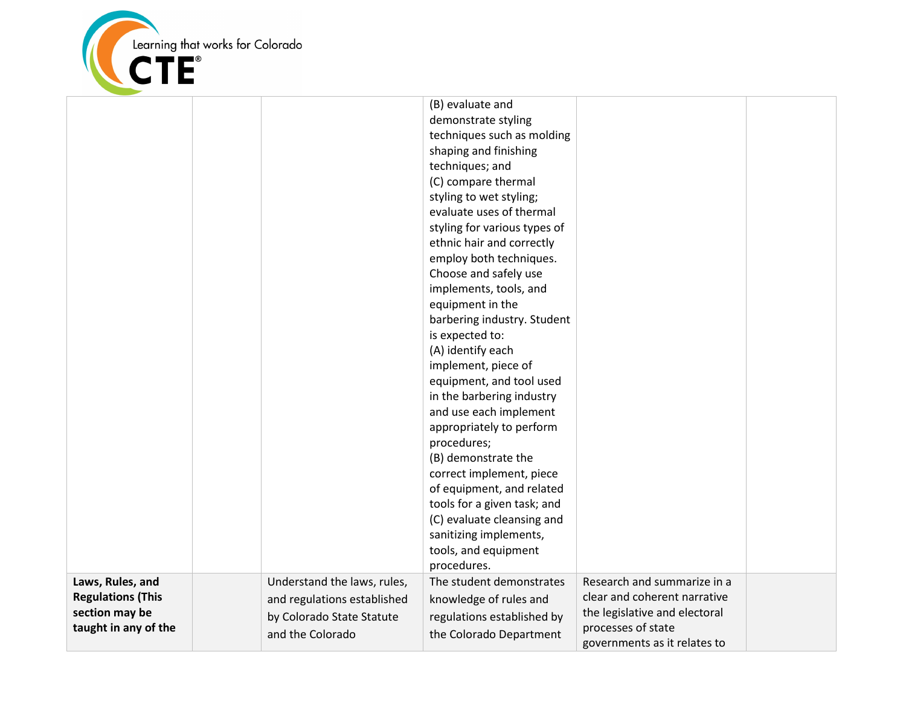| | | | | | |
|---|---|---|---|---|---|
| | | | (B) evaluate and demonstrate styling techniques such as molding shaping and finishing techniques; and<br>(C) compare thermal styling to wet styling; evaluate uses of thermal styling for various types of ethnic hair and correctly employ both techniques. Choose and safely use implements, tools, and equipment in the barbering industry. Student is expected to:<br>(A) identify each implement, piece of equipment, and tool used in the barbering industry and use each implement appropriately to perform procedures;<br>(B) demonstrate the correct implement, piece of equipment, and related tools for a given task; and<br>(C) evaluate cleansing and sanitizing implements, tools, and equipment procedures. | | |
| **Laws, Rules, and Regulations (This section may be taught in any of the** | | Understand the laws, rules, and regulations established by Colorado State Statute and the Colorado | The student demonstrates knowledge of rules and regulations established by the Colorado Department | Research and summarize in a clear and coherent narrative the legislative and electoral processes of state governments as it relates to | |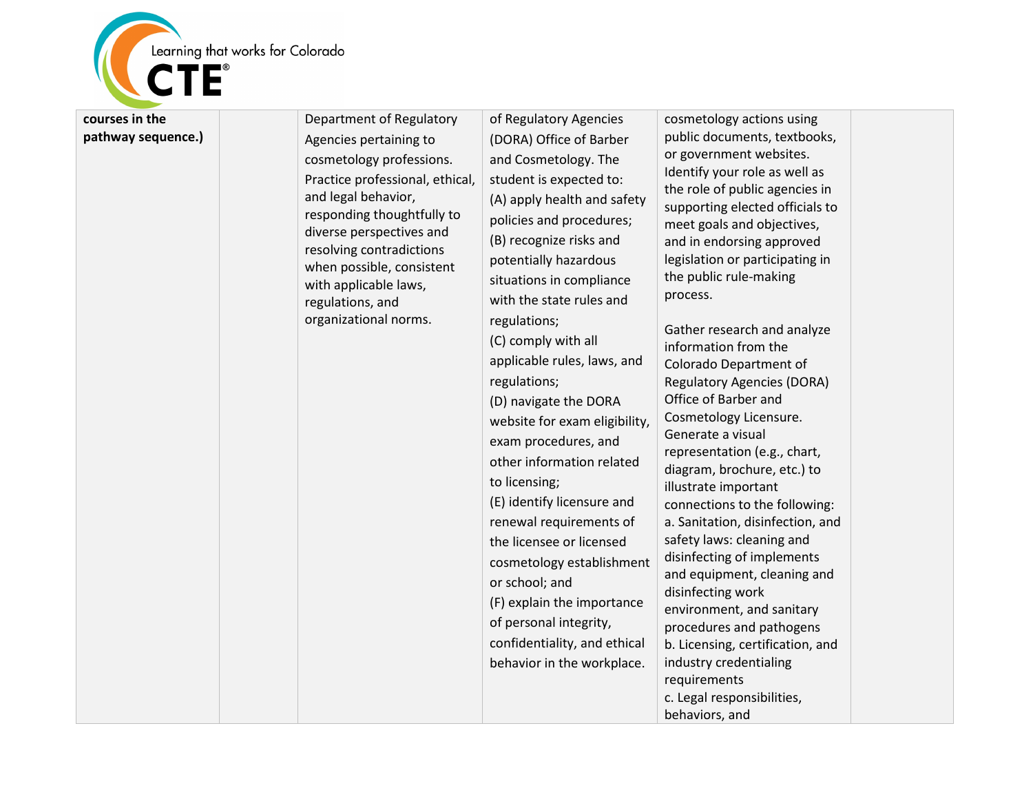| | | | | | |
|---|---|---|---|---|---|
| **courses in the pathway sequence.)** | | Department of Regulatory Agencies pertaining to cosmetology professions. Practice professional, ethical, and legal behavior, responding thoughtfully to diverse perspectives and resolving contradictions when possible, consistent with applicable laws, regulations, and organizational norms. | of Regulatory Agencies (DORA) Office of Barber and Cosmetology. The student is expected to:<br>(A) apply health and safety policies and procedures;<br>(B) recognize risks and potentially hazardous situations in compliance with the state rules and regulations;<br>(C) comply with all applicable rules, laws, and regulations;<br>(D) navigate the DORA website for exam eligibility, exam procedures, and other information related to licensing;<br>(E) identify licensure and renewal requirements of the licensee or licensed cosmetology establishment or school; and<br>(F) explain the importance of personal integrity, confidentiality, and ethical behavior in the workplace. | cosmetology actions using public documents, textbooks, or government websites. Identify your role as well as the role of public agencies in supporting elected officials to meet goals and objectives, and in endorsing approved legislation or participating in the public rule-making process.<br><br>Gather research and analyze information from the Colorado Department of Regulatory Agencies (DORA) Office of Barber and Cosmetology Licensure. Generate a visual representation (e.g., chart, diagram, brochure, etc.) to illustrate important connections to the following:<br>a. Sanitation, disinfection, and safety laws: cleaning and disinfecting of implements and equipment, cleaning and disinfecting work environment, and sanitary procedures and pathogens<br>b. Licensing, certification, and industry credentialing requirements<br>c. Legal responsibilities, behaviors, and | |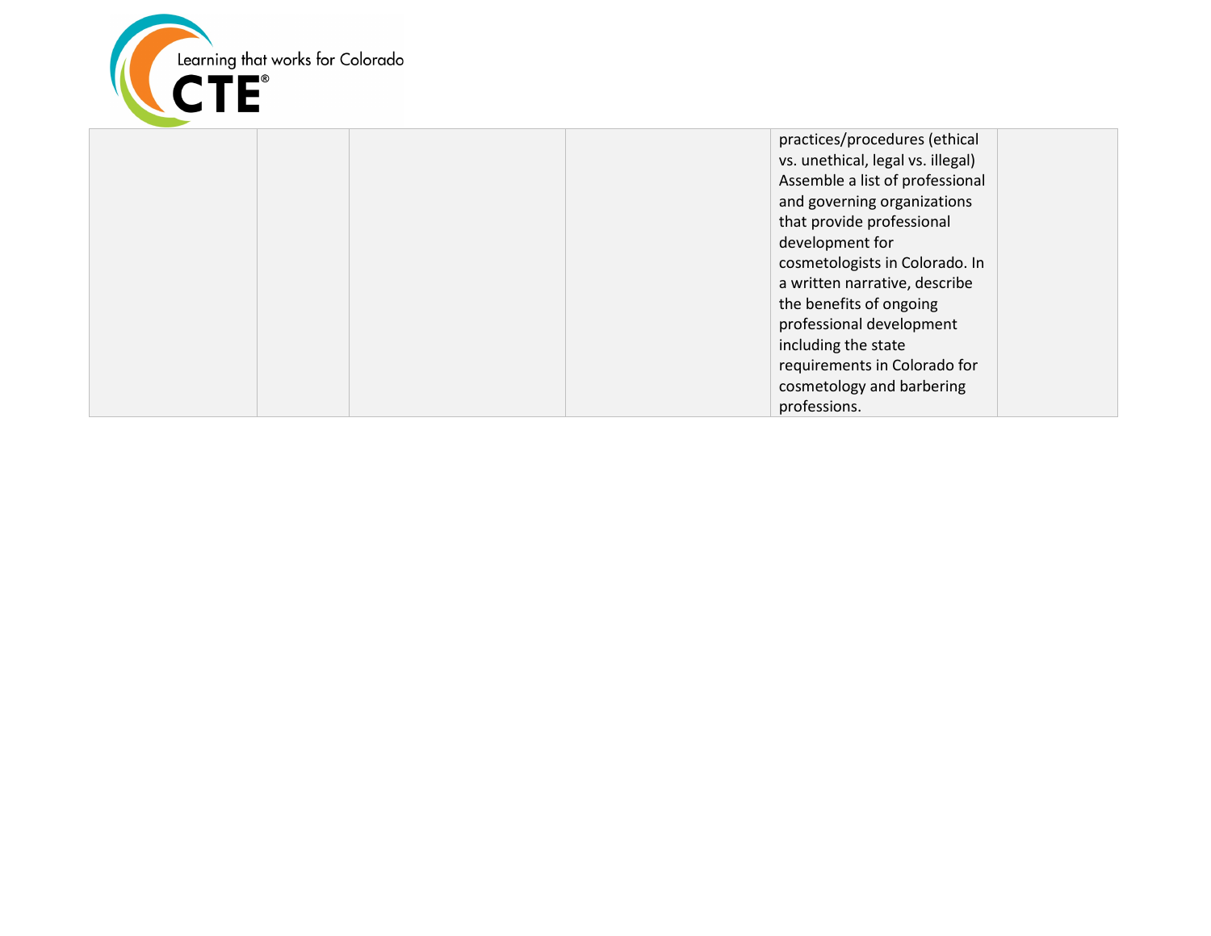| | | | | | |
|---|---|---|---|---|---|
| | | | | practices/procedures (ethical vs. unethical, legal vs. illegal) Assemble a list of professional and governing organizations that provide professional development for cosmetologists in Colorado. In a written narrative, describe the benefits of ongoing professional development including the state requirements in Colorado for cosmetology and barbering professions. | |